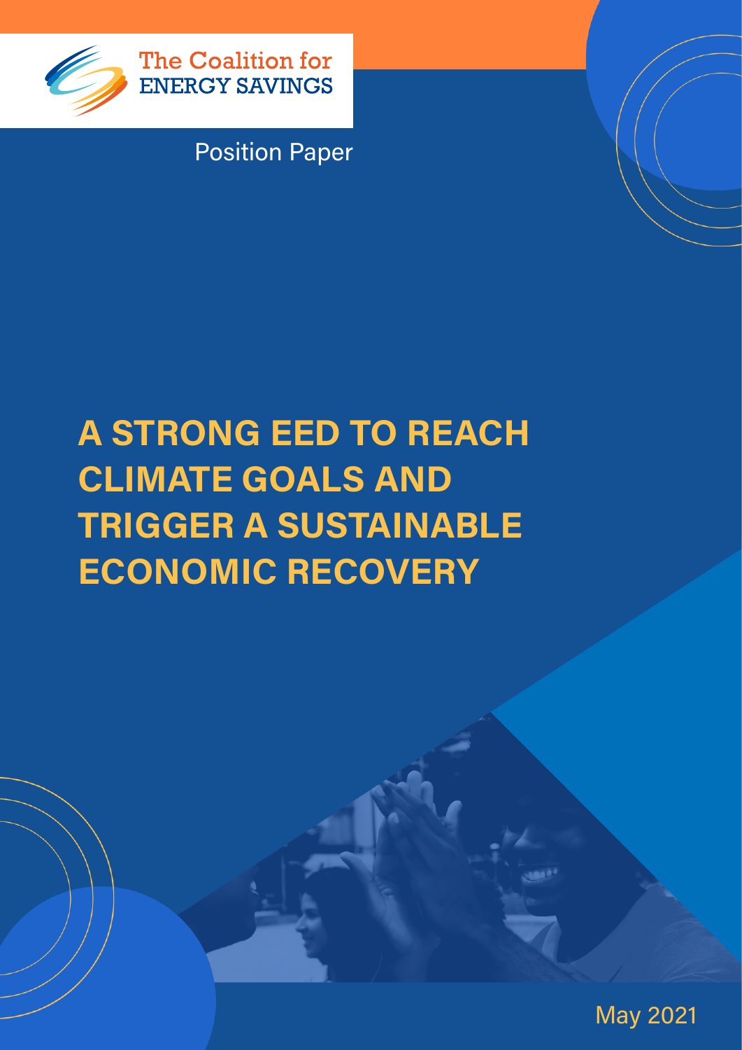The Coalition for ENERGY SAVINGS

Position Paper

# A STRONG EED TO REACH CLIMATE GOALS AND TRIGGER A SUSTAINABLE ECONOMIC RECOVERY

May 2021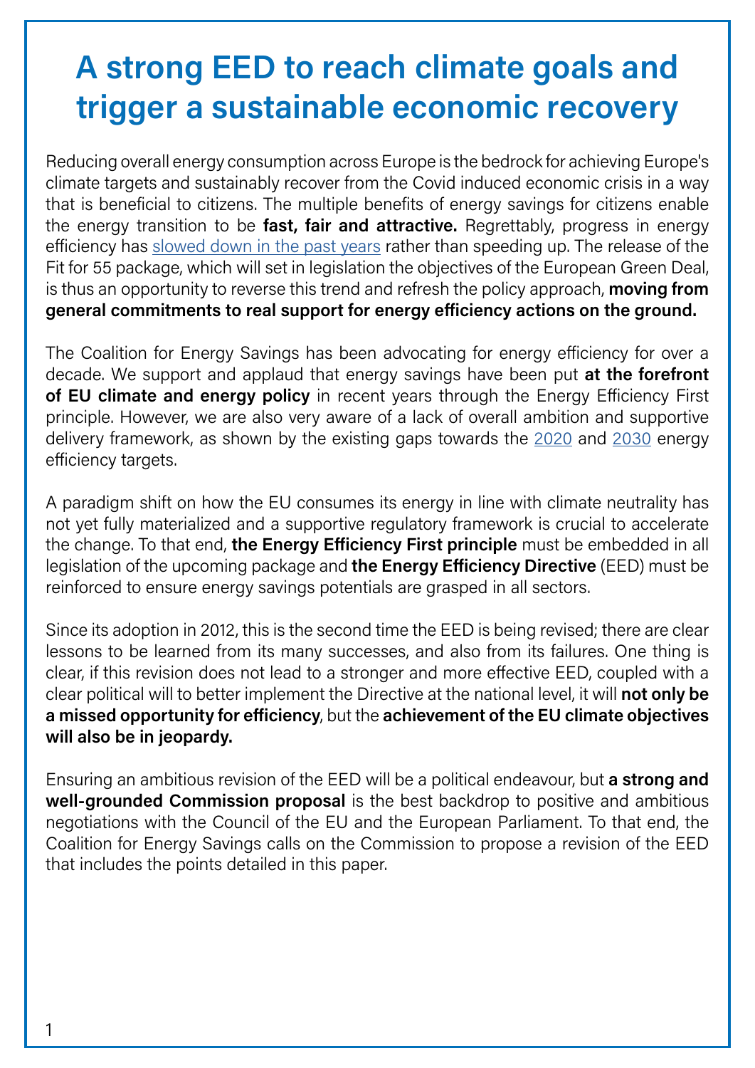# A strong EED to reach climate goals and trigger a sustainable economic recovery

Reducing overall energy consumption across Europe is the bedrock for achieving Europe's climate targets and sustainably recover from the Covid induced economic crisis in a way that is beneficial to citizens. The multiple benefits of energy savings for citizens enable the energy transition to be **fast, fair and attractive.** Regrettably, progress in energy efficiency has slowed down in the past years rather than speeding up. The release of the Fit for 55 package, which will set in legislation the objectives of the European Green Deal, is thus an opportunity to reverse this trend and refresh the policy approach, **moving from general commitments to real support for energy efficiency actions on the ground.**

The Coalition for Energy Savings has been advocating for energy efficiency for over a decade. We support and applaud that energy savings have been put **at the forefront of EU climate and energy policy** in recent years through the Energy Efficiency First principle. However, we are also very aware of a lack of overall ambition and supportive delivery framework, as shown by the existing gaps towards the 2020 and 2030 energy efficiency targets.

A paradigm shift on how the EU consumes its energy in line with climate neutrality has not yet fully materialized and a supportive regulatory framework is crucial to accelerate the change. To that end, **the Energy Efficiency First principle** must be embedded in all legislation of the upcoming package and **the Energy Efficiency Directive** (EED) must be reinforced to ensure energy savings potentials are grasped in all sectors.

Since its adoption in 2012, this is the second time the EED is being revised; there are clear lessons to be learned from its many successes, and also from its failures. One thing is clear, if this revision does not lead to a stronger and more effective EED, coupled with a clear political will to better implement the Directive at the national level, it will **not only be a missed opportunity for efficiency**, but the **achievement of the EU climate objectives will also be in jeopardy.**

Ensuring an ambitious revision of the EED will be a political endeavour, but **a strong and well-grounded Commission proposal** is the best backdrop to positive and ambitious negotiations with the Council of the EU and the European Parliament. To that end, the Coalition for Energy Savings calls on the Commission to propose a revision of the EED that includes the points detailed in this paper.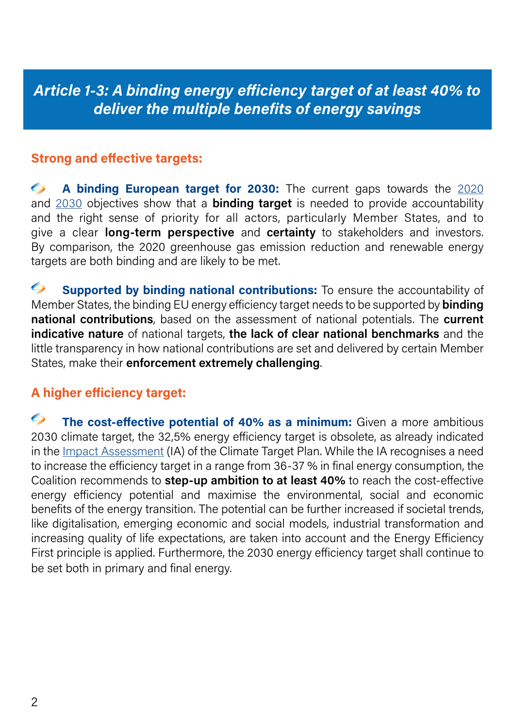## *Article 1-3: A binding energy efficiency target of at least 40% to deliver the multiple benefits of energy savings*

### Strong and effective targets:

- **A binding European target for 2030:** The current gaps towards the 2020 and 2030 objectives show that a **binding target** is needed to provide accountability and the right sense of priority for all actors, particularly Member States, and to give a clear **long-term perspective** and **certainty** to stakeholders and investors. By comparison, the 2020 greenhouse gas emission reduction and renewable energy targets are both binding and are likely to be met.

- **Supported by binding national contributions:** To ensure the accountability of Member States, the binding EU energy efficiency target needs to be supported by **binding national contributions**, based on the assessment of national potentials. The **current indicative nature** of national targets, **the lack of clear national benchmarks** and the little transparency in how national contributions are set and delivered by certain Member States, make their **enforcement extremely challenging**.

### A higher efficiency target:

- **The cost-effective potential of 40% as a minimum:** Given a more ambitious 2030 climate target, the 32,5% energy efficiency target is obsolete, as already indicated in the Impact Assessment (IA) of the Climate Target Plan. While the IA recognises a need to increase the efficiency target in a range from 36-37 % in final energy consumption, the Coalition recommends to **step-up ambition to at least 40%** to reach the cost-effective energy efficiency potential and maximise the environmental, social and economic benefits of the energy transition. The potential can be further increased if societal trends, like digitalisation, emerging economic and social models, industrial transformation and increasing quality of life expectations, are taken into account and the Energy Efficiency First principle is applied. Furthermore, the 2030 energy efficiency target shall continue to be set both in primary and final energy.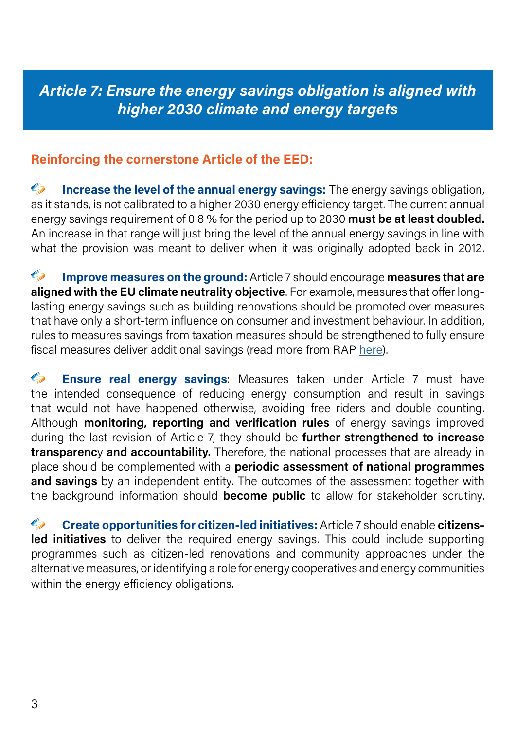## Article 7: Ensure the energy savings obligation is aligned with higher 2030 climate and energy targets

### Reinforcing the cornerstone Article of the EED:

- **Increase the level of the annual energy savings:** The energy savings obligation, as it stands, is not calibrated to a higher 2030 energy efficiency target. The current annual energy savings requirement of 0.8 % for the period up to 2030 **must be at least doubled.** An increase in that range will just bring the level of the annual energy savings in line with what the provision was meant to deliver when it was originally adopted back in 2012.

- **Improve measures on the ground:** Article 7 should encourage **measures that are aligned with the EU climate neutrality objective**. For example, measures that offer long-lasting energy savings such as building renovations should be promoted over measures that have only a short-term influence on consumer and investment behaviour. In addition, rules to measures savings from taxation measures should be strengthened to fully ensure fiscal measures deliver additional savings (read more from RAP here).

- **Ensure real energy savings**: Measures taken under Article 7 must have the intended consequence of reducing energy consumption and result in savings that would not have happened otherwise, avoiding free riders and double counting. Although **monitoring, reporting and verification rules** of energy savings improved during the last revision of Article 7, they should be **further strengthened to increase transparency and accountability.** Therefore, the national processes that are already in place should be complemented with a **periodic assessment of national programmes and savings** by an independent entity. The outcomes of the assessment together with the background information should **become public** to allow for stakeholder scrutiny.

- **Create opportunities for citizen-led initiatives:** Article 7 should enable **citizens-led initiatives** to deliver the required energy savings. This could include supporting programmes such as citizen-led renovations and community approaches under the alternative measures, or identifying a role for energy cooperatives and energy communities within the energy efficiency obligations.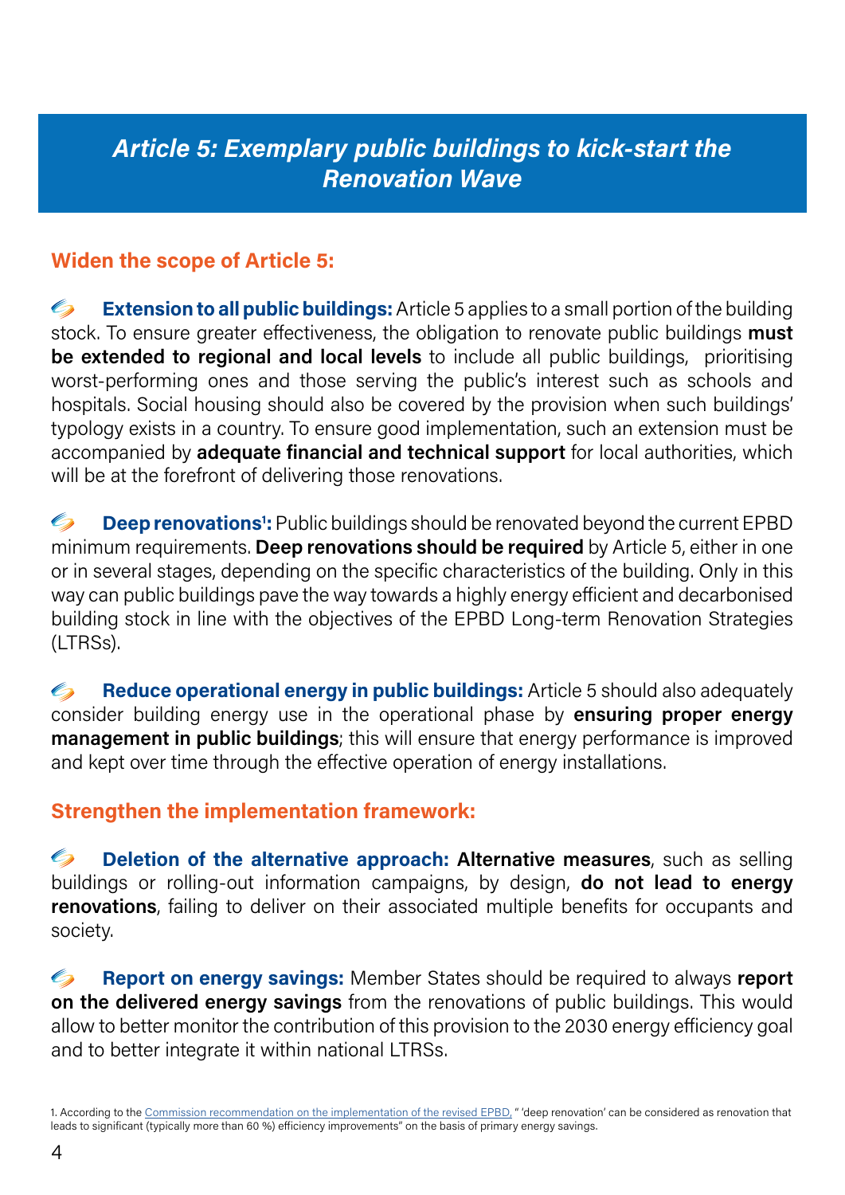# *Article 5: Exemplary public buildings to kick-start the Renovation Wave*

## Widen the scope of Article 5:

**Extension to all public buildings:** Article 5 applies to a small portion of the building stock. To ensure greater effectiveness, the obligation to renovate public buildings **must be extended to regional and local levels** to include all public buildings, prioritising worst-performing ones and those serving the public's interest such as schools and hospitals. Social housing should also be covered by the provision when such buildings' typology exists in a country. To ensure good implementation, such an extension must be accompanied by **adequate financial and technical support** for local authorities, which will be at the forefront of delivering those renovations.

**Deep renovations[1]:** Public buildings should be renovated beyond the current EPBD minimum requirements. **Deep renovations should be required** by Article 5, either in one or in several stages, depending on the specific characteristics of the building. Only in this way can public buildings pave the way towards a highly energy efficient and decarbonised building stock in line with the objectives of the EPBD Long-term Renovation Strategies (LTRSs).

**Reduce operational energy in public buildings:** Article 5 should also adequately consider building energy use in the operational phase by **ensuring proper energy management in public buildings**; this will ensure that energy performance is improved and kept over time through the effective operation of energy installations.

## Strengthen the implementation framework:

**Deletion of the alternative approach: Alternative measures**, such as selling buildings or rolling-out information campaigns, by design, **do not lead to energy renovations**, failing to deliver on their associated multiple benefits for occupants and society.

**Report on energy savings:** Member States should be required to always **report on the delivered energy savings** from the renovations of public buildings. This would allow to better monitor the contribution of this provision to the 2030 energy efficiency goal and to better integrate it within national LTRSs.

1. According to the Commission recommendation on the implementation of the revised EPBD, " 'deep renovation' can be considered as renovation that leads to significant (typically more than 60 %) efficiency improvements" on the basis of primary energy savings.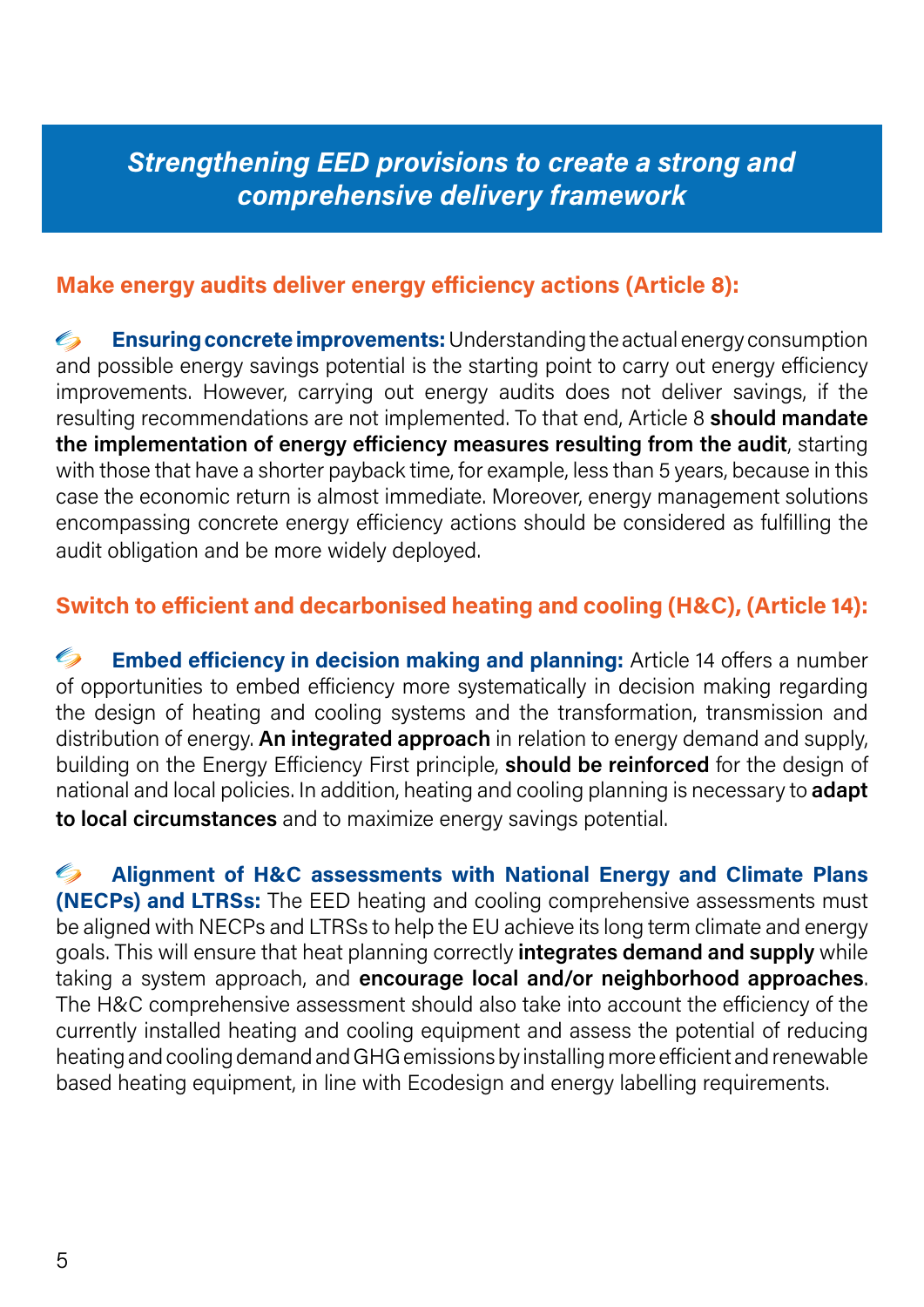## *Strengthening EED provisions to create a strong and comprehensive delivery framework*

### Make energy audits deliver energy efficiency actions (Article 8):

**Ensuring concrete improvements:** Understanding the actual energy consumption and possible energy savings potential is the starting point to carry out energy efficiency improvements. However, carrying out energy audits does not deliver savings, if the resulting recommendations are not implemented. To that end, Article 8 **should mandate the implementation of energy efficiency measures resulting from the audit**, starting with those that have a shorter payback time, for example, less than 5 years, because in this case the economic return is almost immediate. Moreover, energy management solutions encompassing concrete energy efficiency actions should be considered as fulfilling the audit obligation and be more widely deployed.

### Switch to efficient and decarbonised heating and cooling (H&C), (Article 14):

**Embed efficiency in decision making and planning:** Article 14 offers a number of opportunities to embed efficiency more systematically in decision making regarding the design of heating and cooling systems and the transformation, transmission and distribution of energy. **An integrated approach** in relation to energy demand and supply, building on the Energy Efficiency First principle, **should be reinforced** for the design of national and local policies. In addition, heating and cooling planning is necessary to **adapt to local circumstances** and to maximize energy savings potential.

**Alignment of H&C assessments with National Energy and Climate Plans (NECPs) and LTRSs:** The EED heating and cooling comprehensive assessments must be aligned with NECPs and LTRSs to help the EU achieve its long term climate and energy goals. This will ensure that heat planning correctly **integrates demand and supply** while taking a system approach, and **encourage local and/or neighborhood approaches**. The H&C comprehensive assessment should also take into account the efficiency of the currently installed heating and cooling equipment and assess the potential of reducing heating and cooling demand and GHG emissions by installing more efficient and renewable based heating equipment, in line with Ecodesign and energy labelling requirements.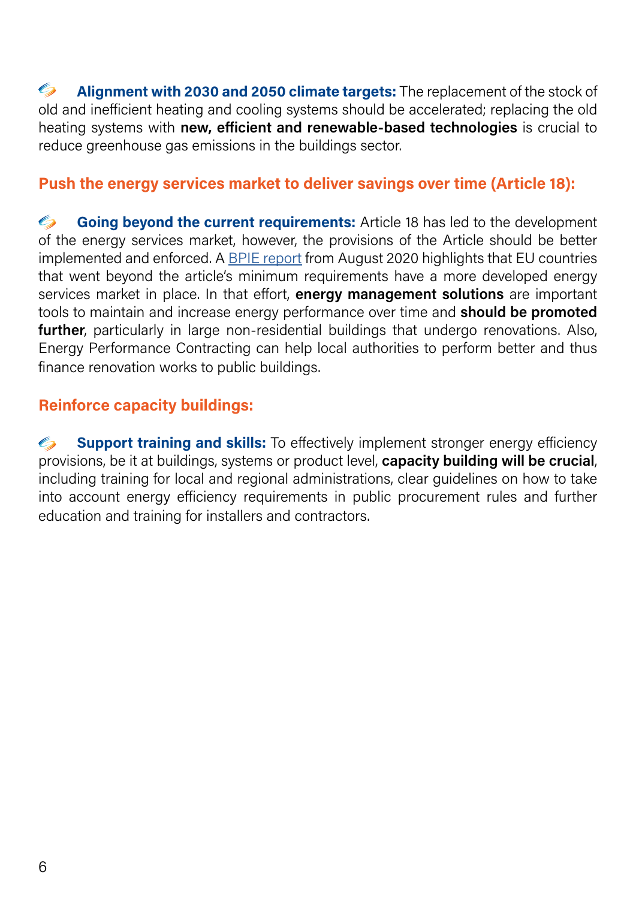- **Alignment with 2030 and 2050 climate targets:** The replacement of the stock of old and inefficient heating and cooling systems should be accelerated; replacing the old heating systems with **new, efficient and renewable-based technologies** is crucial to reduce greenhouse gas emissions in the buildings sector.

## Push the energy services market to deliver savings over time (Article 18):

- **Going beyond the current requirements:** Article 18 has led to the development of the energy services market, however, the provisions of the Article should be better implemented and enforced. A BPIE report from August 2020 highlights that EU countries that went beyond the article's minimum requirements have a more developed energy services market in place. In that effort, **energy management solutions** are important tools to maintain and increase energy performance over time and **should be promoted further**, particularly in large non-residential buildings that undergo renovations. Also, Energy Performance Contracting can help local authorities to perform better and thus finance renovation works to public buildings.

## Reinforce capacity buildings:

- **Support training and skills:** To effectively implement stronger energy efficiency provisions, be it at buildings, systems or product level, **capacity building will be crucial**, including training for local and regional administrations, clear guidelines on how to take into account energy efficiency requirements in public procurement rules and further education and training for installers and contractors.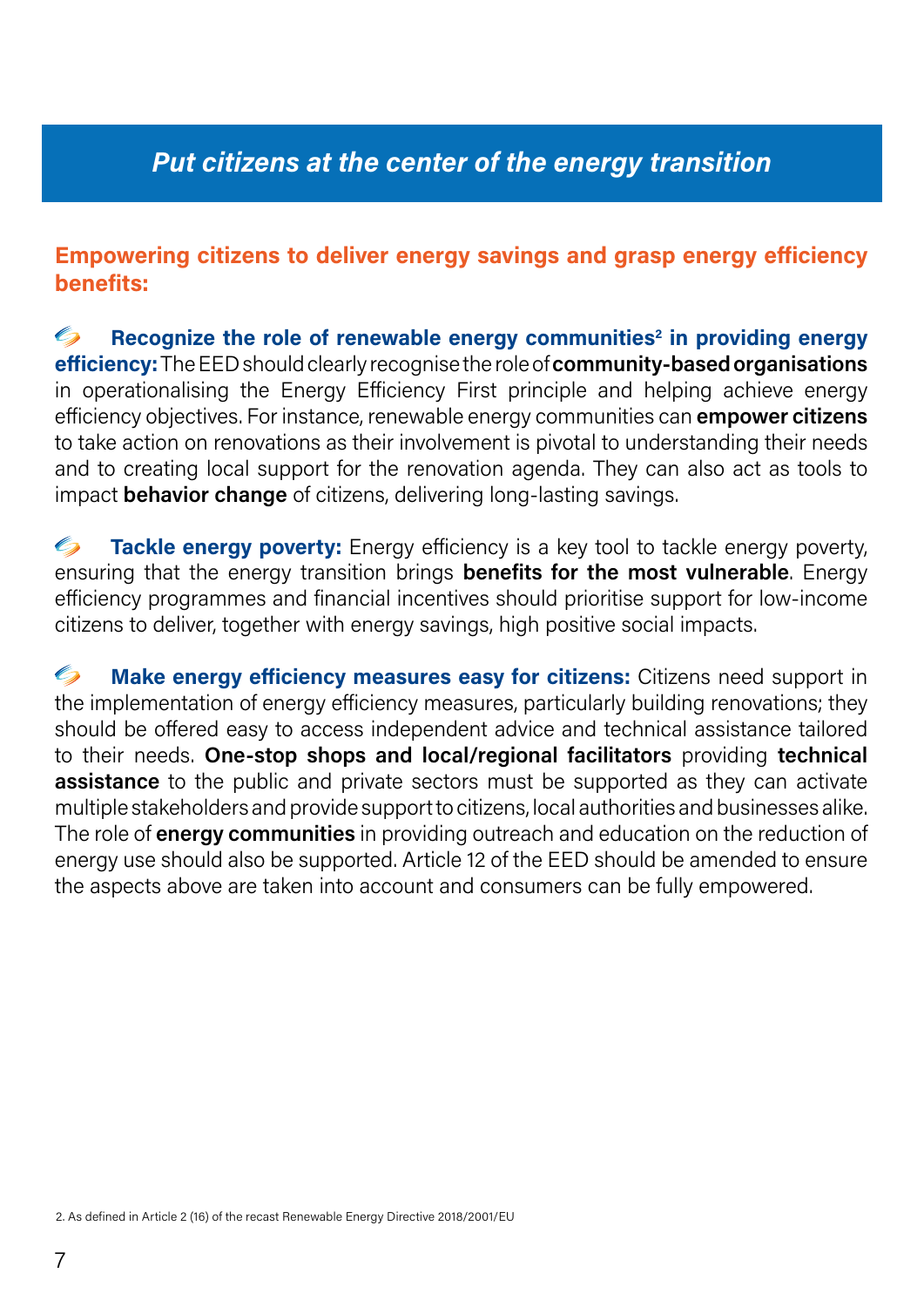## *Put citizens at the center of the energy transition*

### Empowering citizens to deliver energy savings and grasp energy efficiency benefits:

**Recognize the role of renewable energy communities[2] in providing energy efficiency:** The EED should clearly recognise the role of **community-based organisations** in operationalising the Energy Efficiency First principle and helping achieve energy efficiency objectives. For instance, renewable energy communities can **empower citizens** to take action on renovations as their involvement is pivotal to understanding their needs and to creating local support for the renovation agenda. They can also act as tools to impact **behavior change** of citizens, delivering long-lasting savings.

**Tackle energy poverty:** Energy efficiency is a key tool to tackle energy poverty, ensuring that the energy transition brings **benefits for the most vulnerable**. Energy efficiency programmes and financial incentives should prioritise support for low-income citizens to deliver, together with energy savings, high positive social impacts.

**Make energy efficiency measures easy for citizens:** Citizens need support in the implementation of energy efficiency measures, particularly building renovations; they should be offered easy to access independent advice and technical assistance tailored to their needs. **One-stop shops and local/regional facilitators** providing **technical assistance** to the public and private sectors must be supported as they can activate multiple stakeholders and provide support to citizens, local authorities and businesses alike. The role of **energy communities** in providing outreach and education on the reduction of energy use should also be supported. Article 12 of the EED should be amended to ensure the aspects above are taken into account and consumers can be fully empowered.

2. As defined in Article 2 (16) of the recast Renewable Energy Directive 2018/2001/EU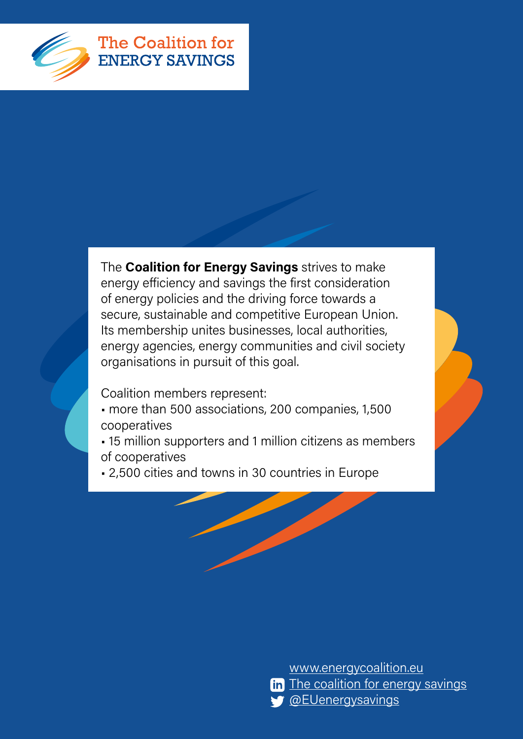The Coalition for
ENERGY SAVINGS

The **Coalition for Energy Savings** strives to make energy efficiency and savings the first consideration of energy policies and the driving force towards a secure, sustainable and competitive European Union. Its membership unites businesses, local authorities, energy agencies, energy communities and civil society organisations in pursuit of this goal.

Coalition members represent:

- more than 500 associations, 200 companies, 1,500 cooperatives
- 15 million supporters and 1 million citizens as members of cooperatives
- 2,500 cities and towns in 30 countries in Europe

www.energycoalition.eu
The coalition for energy savings
@EUenergysavings